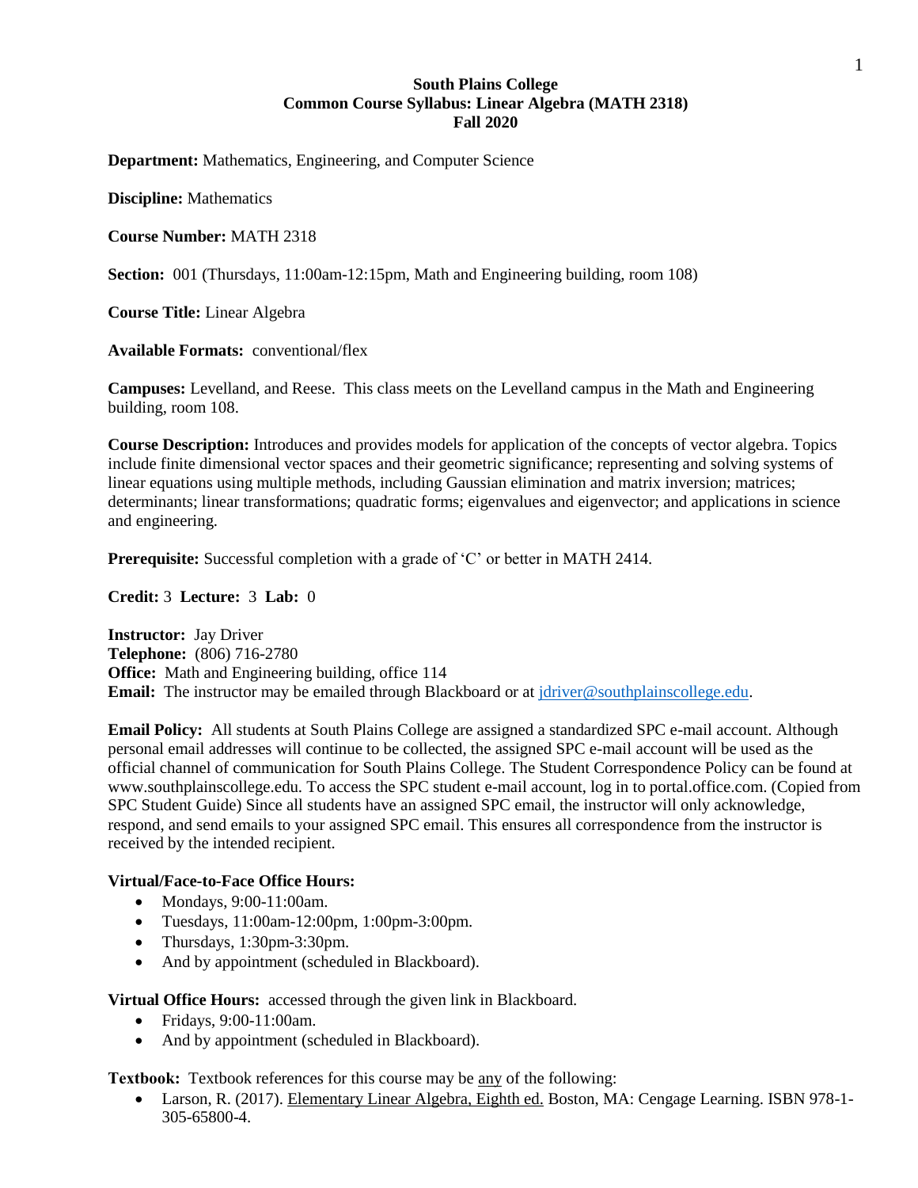**South Plains College**
**Common Course Syllabus: Linear Algebra (MATH 2318)**
**Fall 2020**

**Department:** Mathematics, Engineering, and Computer Science

**Discipline:** Mathematics

**Course Number:** MATH 2318

**Section:** 001 (Thursdays, 11:00am-12:15pm, Math and Engineering building, room 108)

**Course Title:** Linear Algebra

**Available Formats:** conventional/flex

**Campuses:** Levelland, and Reese. This class meets on the Levelland campus in the Math and Engineering building, room 108.

**Course Description:** Introduces and provides models for application of the concepts of vector algebra. Topics include finite dimensional vector spaces and their geometric significance; representing and solving systems of linear equations using multiple methods, including Gaussian elimination and matrix inversion; matrices; determinants; linear transformations; quadratic forms; eigenvalues and eigenvector; and applications in science and engineering.

**Prerequisite:** Successful completion with a grade of 'C' or better in MATH 2414.

**Credit:** 3 **Lecture:** 3 **Lab:** 0

**Instructor:** Jay Driver
**Telephone:** (806) 716-2780
**Office:** Math and Engineering building, office 114
**Email:** The instructor may be emailed through Blackboard or at jdriver@southplainscollege.edu.

**Email Policy:** All students at South Plains College are assigned a standardized SPC e-mail account. Although personal email addresses will continue to be collected, the assigned SPC e-mail account will be used as the official channel of communication for South Plains College. The Student Correspondence Policy can be found at www.southplainscollege.edu. To access the SPC student e-mail account, log in to portal.office.com. (Copied from SPC Student Guide) Since all students have an assigned SPC email, the instructor will only acknowledge, respond, and send emails to your assigned SPC email. This ensures all correspondence from the instructor is received by the intended recipient.

**Virtual/Face-to-Face Office Hours:**

- Mondays, 9:00-11:00am.
- Tuesdays, 11:00am-12:00pm, 1:00pm-3:00pm.
- Thursdays, 1:30pm-3:30pm.
- And by appointment (scheduled in Blackboard).

**Virtual Office Hours:** accessed through the given link in Blackboard.

- Fridays, 9:00-11:00am.
- And by appointment (scheduled in Blackboard).

**Textbook:** Textbook references for this course may be any of the following:

- Larson, R. (2017). Elementary Linear Algebra, Eighth ed. Boston, MA: Cengage Learning. ISBN 978-1-305-65800-4.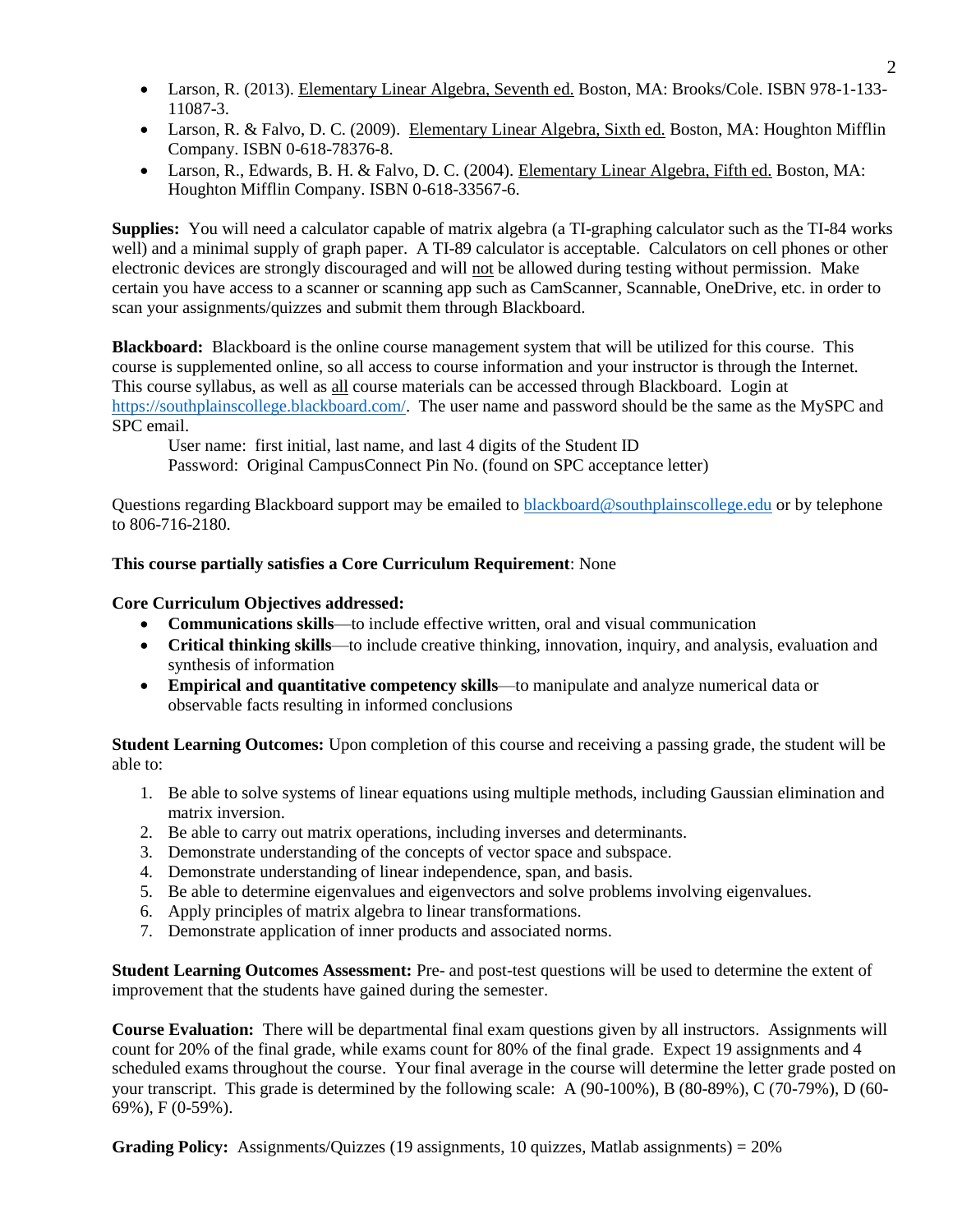- Larson, R. (2013). Elementary Linear Algebra, Seventh ed. Boston, MA: Brooks/Cole. ISBN 978-1-133-11087-3.
- Larson, R. & Falvo, D. C. (2009). Elementary Linear Algebra, Sixth ed. Boston, MA: Houghton Mifflin Company. ISBN 0-618-78376-8.
- Larson, R., Edwards, B. H. & Falvo, D. C. (2004). Elementary Linear Algebra, Fifth ed. Boston, MA: Houghton Mifflin Company. ISBN 0-618-33567-6.

**Supplies:** You will need a calculator capable of matrix algebra (a TI-graphing calculator such as the TI-84 works well) and a minimal supply of graph paper. A TI-89 calculator is acceptable. Calculators on cell phones or other electronic devices are strongly discouraged and will not be allowed during testing without permission. Make certain you have access to a scanner or scanning app such as CamScanner, Scannable, OneDrive, etc. in order to scan your assignments/quizzes and submit them through Blackboard.

**Blackboard:** Blackboard is the online course management system that will be utilized for this course. This course is supplemented online, so all access to course information and your instructor is through the Internet. This course syllabus, as well as all course materials can be accessed through Blackboard. Login at https://southplainscollege.blackboard.com/. The user name and password should be the same as the MySPC and SPC email.

User name: first initial, last name, and last 4 digits of the Student ID
Password: Original CampusConnect Pin No. (found on SPC acceptance letter)

Questions regarding Blackboard support may be emailed to blackboard@southplainscollege.edu or by telephone to 806-716-2180.

**This course partially satisfies a Core Curriculum Requirement**: None

**Core Curriculum Objectives addressed:**

- **Communications skills**—to include effective written, oral and visual communication
- **Critical thinking skills**—to include creative thinking, innovation, inquiry, and analysis, evaluation and synthesis of information
- **Empirical and quantitative competency skills**—to manipulate and analyze numerical data or observable facts resulting in informed conclusions

**Student Learning Outcomes:** Upon completion of this course and receiving a passing grade, the student will be able to:

1. Be able to solve systems of linear equations using multiple methods, including Gaussian elimination and matrix inversion.
2. Be able to carry out matrix operations, including inverses and determinants.
3. Demonstrate understanding of the concepts of vector space and subspace.
4. Demonstrate understanding of linear independence, span, and basis.
5. Be able to determine eigenvalues and eigenvectors and solve problems involving eigenvalues.
6. Apply principles of matrix algebra to linear transformations.
7. Demonstrate application of inner products and associated norms.

**Student Learning Outcomes Assessment:** Pre- and post-test questions will be used to determine the extent of improvement that the students have gained during the semester.

**Course Evaluation:** There will be departmental final exam questions given by all instructors. Assignments will count for 20% of the final grade, while exams count for 80% of the final grade. Expect 19 assignments and 4 scheduled exams throughout the course. Your final average in the course will determine the letter grade posted on your transcript. This grade is determined by the following scale: A (90-100%), B (80-89%), C (70-79%), D (60-69%), F (0-59%).

**Grading Policy:** Assignments/Quizzes (19 assignments, 10 quizzes, Matlab assignments) = 20%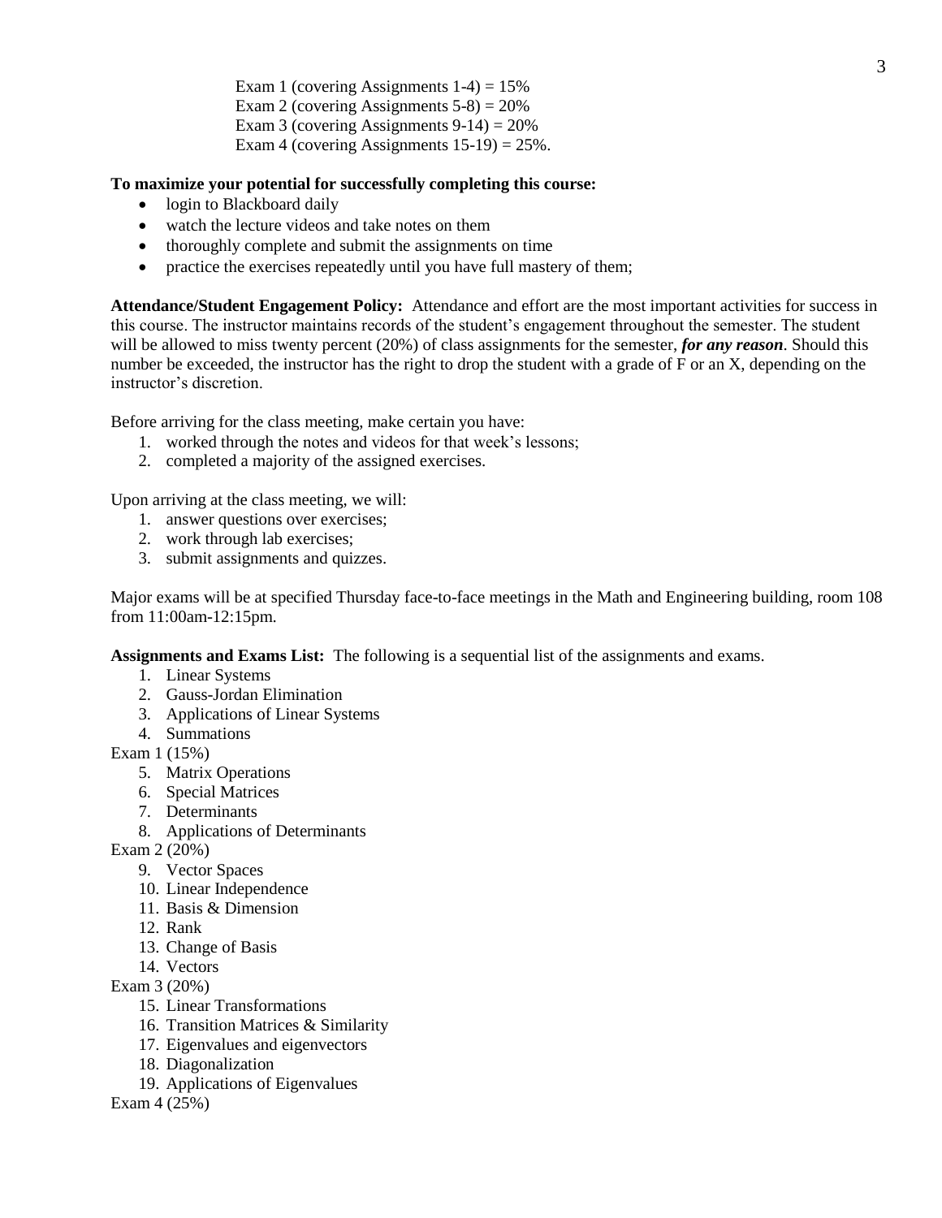Exam 1 (covering Assignments 1-4) = 15%
Exam 2 (covering Assignments 5-8) = 20%
Exam 3 (covering Assignments 9-14) = 20%
Exam 4 (covering Assignments 15-19) = 25%.

**To maximize your potential for successfully completing this course:**

- login to Blackboard daily
- watch the lecture videos and take notes on them
- thoroughly complete and submit the assignments on time
- practice the exercises repeatedly until you have full mastery of them;

**Attendance/Student Engagement Policy:** Attendance and effort are the most important activities for success in this course. The instructor maintains records of the student's engagement throughout the semester. The student will be allowed to miss twenty percent (20%) of class assignments for the semester, ***for any reason***. Should this number be exceeded, the instructor has the right to drop the student with a grade of F or an X, depending on the instructor's discretion.

Before arriving for the class meeting, make certain you have:

1. worked through the notes and videos for that week's lessons;
2. completed a majority of the assigned exercises.

Upon arriving at the class meeting, we will:

1. answer questions over exercises;
2. work through lab exercises;
3. submit assignments and quizzes.

Major exams will be at specified Thursday face-to-face meetings in the Math and Engineering building, room 108 from 11:00am-12:15pm.

**Assignments and Exams List:** The following is a sequential list of the assignments and exams.

1. Linear Systems
2. Gauss-Jordan Elimination
3. Applications of Linear Systems
4. Summations

Exam 1 (15%)

5. Matrix Operations
6. Special Matrices
7. Determinants
8. Applications of Determinants

Exam 2 (20%)

9. Vector Spaces
10. Linear Independence
11. Basis & Dimension
12. Rank
13. Change of Basis
14. Vectors

Exam 3 (20%)

15. Linear Transformations
16. Transition Matrices & Similarity
17. Eigenvalues and eigenvectors
18. Diagonalization
19. Applications of Eigenvalues

Exam 4 (25%)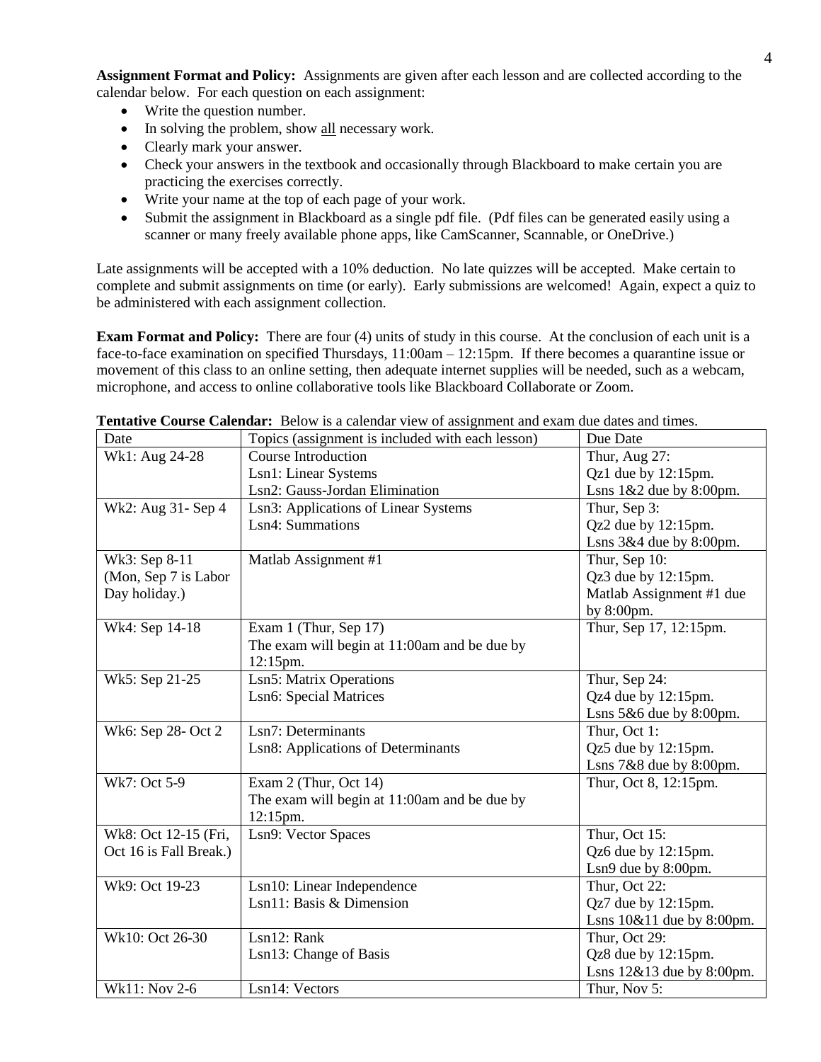**Assignment Format and Policy:** Assignments are given after each lesson and are collected according to the calendar below. For each question on each assignment:

- Write the question number.
- In solving the problem, show <u>all</u> necessary work.
- Clearly mark your answer.
- Check your answers in the textbook and occasionally through Blackboard to make certain you are practicing the exercises correctly.
- Write your name at the top of each page of your work.
- Submit the assignment in Blackboard as a single pdf file. (Pdf files can be generated easily using a scanner or many freely available phone apps, like CamScanner, Scannable, or OneDrive.)

Late assignments will be accepted with a 10% deduction. No late quizzes will be accepted. Make certain to complete and submit assignments on time (or early). Early submissions are welcomed! Again, expect a quiz to be administered with each assignment collection.

**Exam Format and Policy:** There are four (4) units of study in this course. At the conclusion of each unit is a face-to-face examination on specified Thursdays, 11:00am – 12:15pm. If there becomes a quarantine issue or movement of this class to an online setting, then adequate internet supplies will be needed, such as a webcam, microphone, and access to online collaborative tools like Blackboard Collaborate or Zoom.

**Tentative Course Calendar:** Below is a calendar view of assignment and exam due dates and times.

| Date | Topics (assignment is included with each lesson) | Due Date |
|---|---|---|
| Wk1: Aug 24-28 | Course Introduction<br>Lsn1: Linear Systems<br>Lsn2: Gauss-Jordan Elimination | Thur, Aug 27:<br>Qz1 due by 12:15pm.<br>Lsns 1&2 due by 8:00pm. |
| Wk2: Aug 31- Sep 4 | Lsn3: Applications of Linear Systems<br>Lsn4: Summations | Thur, Sep 3:<br>Qz2 due by 12:15pm.<br>Lsns 3&4 due by 8:00pm. |
| Wk3: Sep 8-11<br>(Mon, Sep 7 is Labor Day holiday.) | Matlab Assignment #1 | Thur, Sep 10:<br>Qz3 due by 12:15pm.<br>Matlab Assignment #1 due by 8:00pm. |
| Wk4: Sep 14-18 | Exam 1 (Thur, Sep 17)<br>The exam will begin at 11:00am and be due by 12:15pm. | Thur, Sep 17, 12:15pm. |
| Wk5: Sep 21-25 | Lsn5: Matrix Operations<br>Lsn6: Special Matrices | Thur, Sep 24:<br>Qz4 due by 12:15pm.<br>Lsns 5&6 due by 8:00pm. |
| Wk6: Sep 28- Oct 2 | Lsn7: Determinants<br>Lsn8: Applications of Determinants | Thur, Oct 1:<br>Qz5 due by 12:15pm.<br>Lsns 7&8 due by 8:00pm. |
| Wk7: Oct 5-9 | Exam 2 (Thur, Oct 14)<br>The exam will begin at 11:00am and be due by 12:15pm. | Thur, Oct 8, 12:15pm. |
| Wk8: Oct 12-15 (Fri, Oct 16 is Fall Break.) | Lsn9: Vector Spaces | Thur, Oct 15:<br>Qz6 due by 12:15pm.<br>Lsn9 due by 8:00pm. |
| Wk9: Oct 19-23 | Lsn10: Linear Independence<br>Lsn11: Basis & Dimension | Thur, Oct 22:<br>Qz7 due by 12:15pm.<br>Lsns 10&11 due by 8:00pm. |
| Wk10: Oct 26-30 | Lsn12: Rank<br>Lsn13: Change of Basis | Thur, Oct 29:<br>Qz8 due by 12:15pm.<br>Lsns 12&13 due by 8:00pm. |
| Wk11: Nov 2-6 | Lsn14: Vectors | Thur, Nov 5: |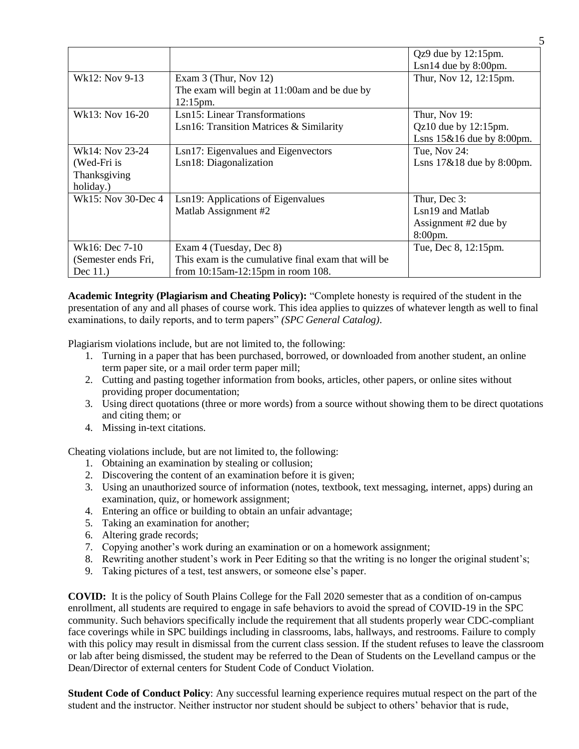| | | |
|---|---|---|
| | | Qz9 due by 12:15pm.<br>Lsn14 due by 8:00pm. |
| Wk12: Nov 9-13 | Exam 3 (Thur, Nov 12)<br>The exam will begin at 11:00am and be due by 12:15pm. | Thur, Nov 12, 12:15pm. |
| Wk13: Nov 16-20 | Lsn15: Linear Transformations<br>Lsn16: Transition Matrices & Similarity | Thur, Nov 19:<br>Qz10 due by 12:15pm.<br>Lsns 15&16 due by 8:00pm. |
| Wk14: Nov 23-24 (Wed-Fri is Thanksgiving holiday.) | Lsn17: Eigenvalues and Eigenvectors<br>Lsn18: Diagonalization | Tue, Nov 24:<br>Lsns 17&18 due by 8:00pm. |
| Wk15: Nov 30-Dec 4 | Lsn19: Applications of Eigenvalues<br>Matlab Assignment #2 | Thur, Dec 3:<br>Lsn19 and Matlab Assignment #2 due by 8:00pm. |
| Wk16: Dec 7-10 (Semester ends Fri, Dec 11.) | Exam 4 (Tuesday, Dec 8)<br>This exam is the cumulative final exam that will be from 10:15am-12:15pm in room 108. | Tue, Dec 8, 12:15pm. |

**Academic Integrity (Plagiarism and Cheating Policy):** "Complete honesty is required of the student in the presentation of any and all phases of course work. This idea applies to quizzes of whatever length as well to final examinations, to daily reports, and to term papers" *(SPC General Catalog)*.

Plagiarism violations include, but are not limited to, the following:

1. Turning in a paper that has been purchased, borrowed, or downloaded from another student, an online term paper site, or a mail order term paper mill;
2. Cutting and pasting together information from books, articles, other papers, or online sites without providing proper documentation;
3. Using direct quotations (three or more words) from a source without showing them to be direct quotations and citing them; or
4. Missing in-text citations.

Cheating violations include, but are not limited to, the following:

1. Obtaining an examination by stealing or collusion;
2. Discovering the content of an examination before it is given;
3. Using an unauthorized source of information (notes, textbook, text messaging, internet, apps) during an examination, quiz, or homework assignment;
4. Entering an office or building to obtain an unfair advantage;
5. Taking an examination for another;
6. Altering grade records;
7. Copying another's work during an examination or on a homework assignment;
8. Rewriting another student's work in Peer Editing so that the writing is no longer the original student's;
9. Taking pictures of a test, test answers, or someone else's paper.

**COVID:** It is the policy of South Plains College for the Fall 2020 semester that as a condition of on-campus enrollment, all students are required to engage in safe behaviors to avoid the spread of COVID-19 in the SPC community. Such behaviors specifically include the requirement that all students properly wear CDC-compliant face coverings while in SPC buildings including in classrooms, labs, hallways, and restrooms. Failure to comply with this policy may result in dismissal from the current class session. If the student refuses to leave the classroom or lab after being dismissed, the student may be referred to the Dean of Students on the Levelland campus or the Dean/Director of external centers for Student Code of Conduct Violation.

**Student Code of Conduct Policy**: Any successful learning experience requires mutual respect on the part of the student and the instructor. Neither instructor nor student should be subject to others' behavior that is rude,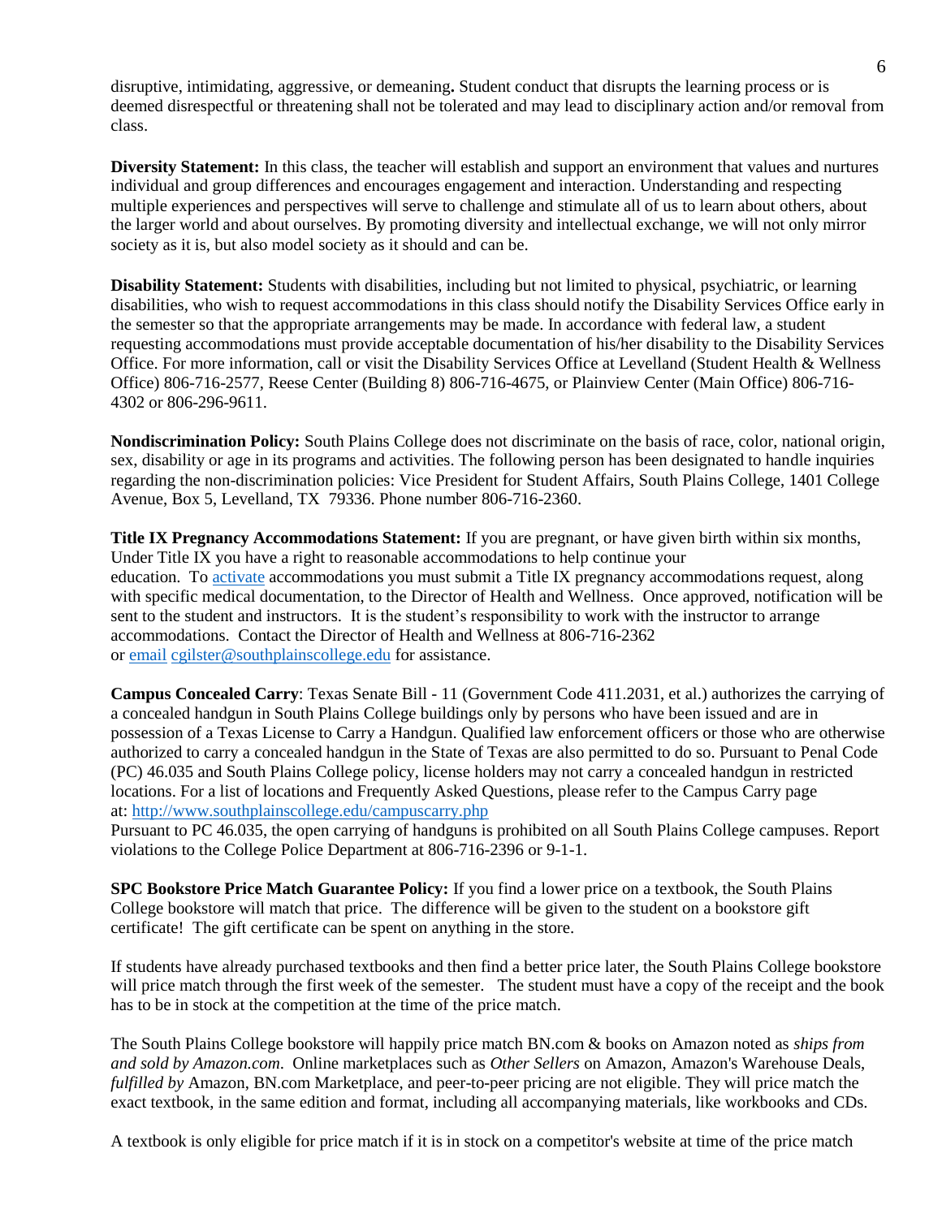disruptive, intimidating, aggressive, or demeaning**.** Student conduct that disrupts the learning process or is deemed disrespectful or threatening shall not be tolerated and may lead to disciplinary action and/or removal from class.

**Diversity Statement:** In this class, the teacher will establish and support an environment that values and nurtures individual and group differences and encourages engagement and interaction. Understanding and respecting multiple experiences and perspectives will serve to challenge and stimulate all of us to learn about others, about the larger world and about ourselves. By promoting diversity and intellectual exchange, we will not only mirror society as it is, but also model society as it should and can be.

**Disability Statement:** Students with disabilities, including but not limited to physical, psychiatric, or learning disabilities, who wish to request accommodations in this class should notify the Disability Services Office early in the semester so that the appropriate arrangements may be made. In accordance with federal law, a student requesting accommodations must provide acceptable documentation of his/her disability to the Disability Services Office. For more information, call or visit the Disability Services Office at Levelland (Student Health & Wellness Office) 806-716-2577, Reese Center (Building 8) 806-716-4675, or Plainview Center (Main Office) 806-716-4302 or 806-296-9611.

**Nondiscrimination Policy:** South Plains College does not discriminate on the basis of race, color, national origin, sex, disability or age in its programs and activities. The following person has been designated to handle inquiries regarding the non-discrimination policies: Vice President for Student Affairs, South Plains College, 1401 College Avenue, Box 5, Levelland, TX 79336. Phone number 806-716-2360.

**Title IX Pregnancy Accommodations Statement:** If you are pregnant, or have given birth within six months, Under Title IX you have a right to reasonable accommodations to help continue your education. To activate accommodations you must submit a Title IX pregnancy accommodations request, along with specific medical documentation, to the Director of Health and Wellness. Once approved, notification will be sent to the student and instructors. It is the student's responsibility to work with the instructor to arrange accommodations. Contact the Director of Health and Wellness at 806-716-2362 or email cgilster@southplainscollege.edu for assistance.

**Campus Concealed Carry**: Texas Senate Bill - 11 (Government Code 411.2031, et al.) authorizes the carrying of a concealed handgun in South Plains College buildings only by persons who have been issued and are in possession of a Texas License to Carry a Handgun. Qualified law enforcement officers or those who are otherwise authorized to carry a concealed handgun in the State of Texas are also permitted to do so. Pursuant to Penal Code (PC) 46.035 and South Plains College policy, license holders may not carry a concealed handgun in restricted locations. For a list of locations and Frequently Asked Questions, please refer to the Campus Carry page at: http://www.southplainscollege.edu/campuscarry.php

Pursuant to PC 46.035, the open carrying of handguns is prohibited on all South Plains College campuses. Report violations to the College Police Department at 806-716-2396 or 9-1-1.

**SPC Bookstore Price Match Guarantee Policy:** If you find a lower price on a textbook, the South Plains College bookstore will match that price. The difference will be given to the student on a bookstore gift certificate! The gift certificate can be spent on anything in the store.

If students have already purchased textbooks and then find a better price later, the South Plains College bookstore will price match through the first week of the semester. The student must have a copy of the receipt and the book has to be in stock at the competition at the time of the price match.

The South Plains College bookstore will happily price match BN.com & books on Amazon noted as *ships from and sold by Amazon.com*. Online marketplaces such as *Other Sellers* on Amazon, Amazon's Warehouse Deals, *fulfilled by* Amazon, BN.com Marketplace, and peer-to-peer pricing are not eligible. They will price match the exact textbook, in the same edition and format, including all accompanying materials, like workbooks and CDs.

A textbook is only eligible for price match if it is in stock on a competitor's website at time of the price match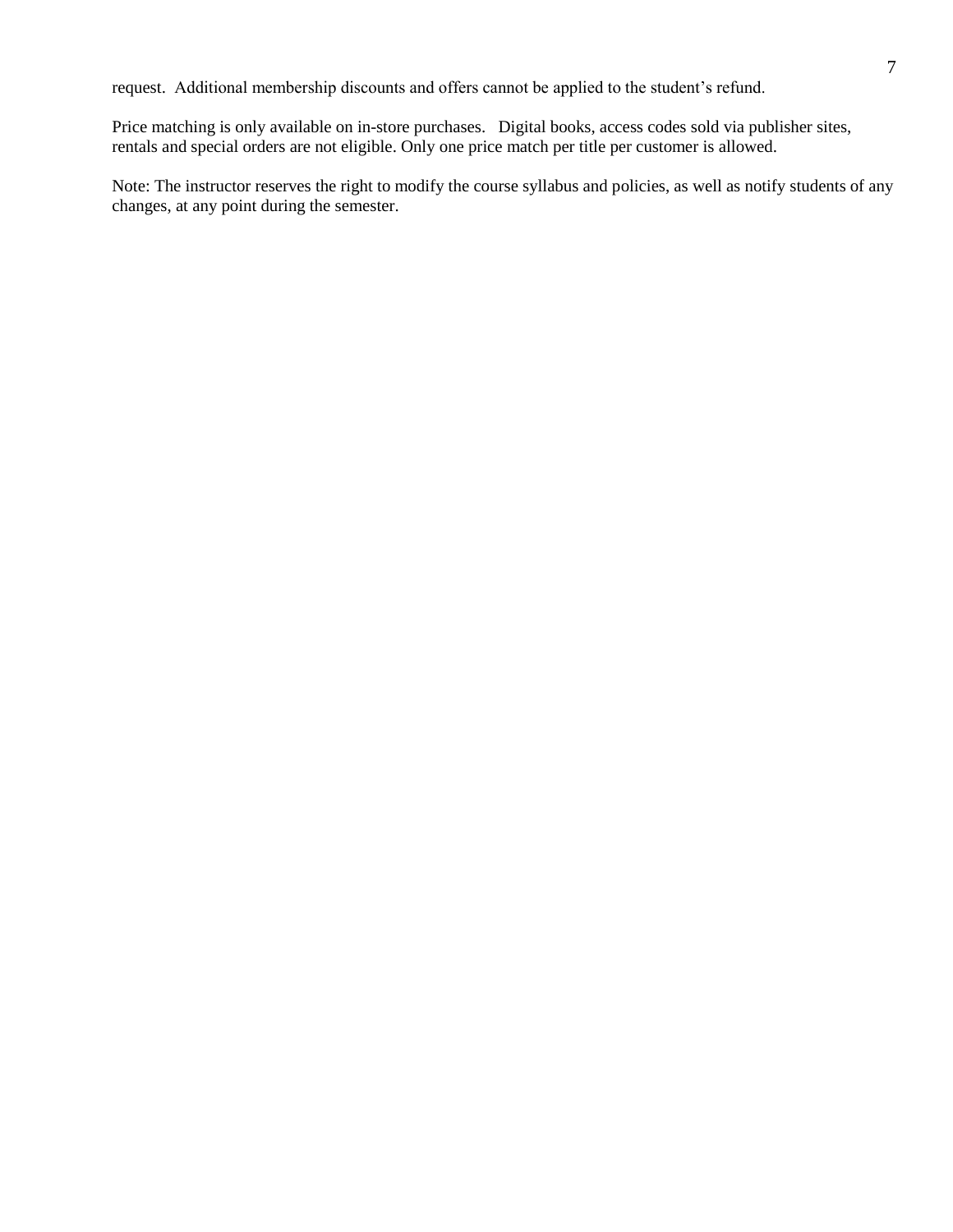request. Additional membership discounts and offers cannot be applied to the student's refund.

Price matching is only available on in-store purchases. Digital books, access codes sold via publisher sites, rentals and special orders are not eligible. Only one price match per title per customer is allowed.

Note: The instructor reserves the right to modify the course syllabus and policies, as well as notify students of any changes, at any point during the semester.